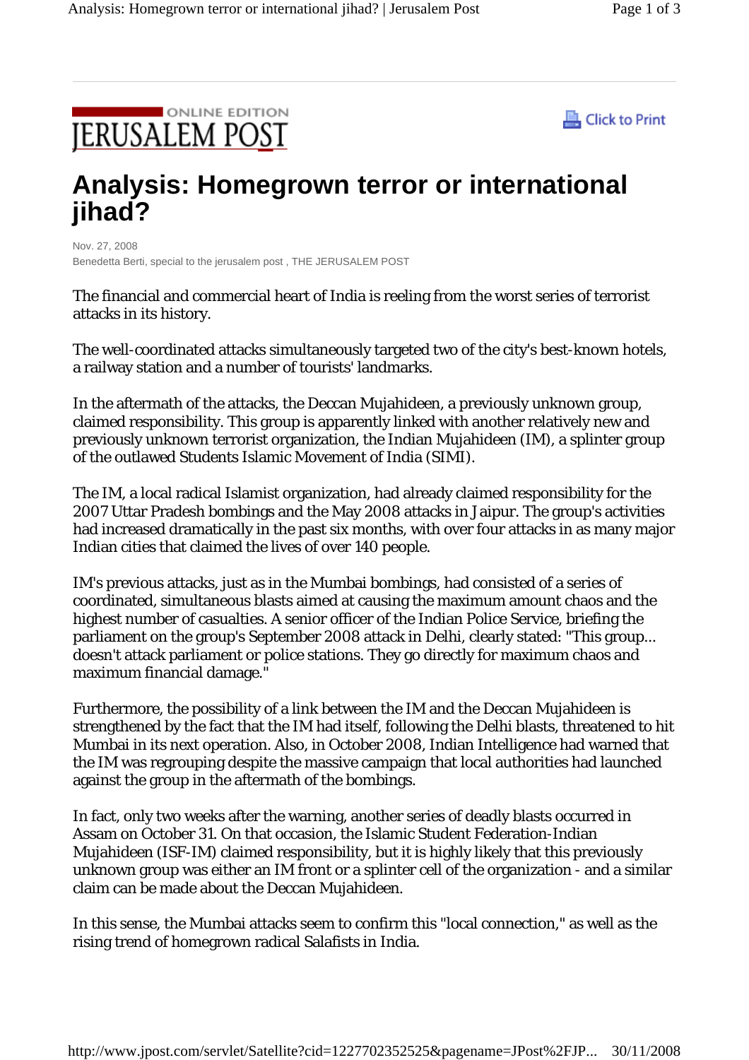# Analysis: Homegrown terror or international jihad?

Nov. 27, 2008
Benedetta Berti, special to the jerusalem post , THE JERUSALEM POST

The financial and commercial heart of India is reeling from the worst series of terrorist attacks in its history.

The well-coordinated attacks simultaneously targeted two of the city's best-known hotels, a railway station and a number of tourists' landmarks.

In the aftermath of the attacks, the Deccan Mujahideen, a previously unknown group, claimed responsibility. This group is apparently linked with another relatively new and previously unknown terrorist organization, the Indian Mujahideen (IM), a splinter group of the outlawed Students Islamic Movement of India (SIMI).

The IM, a local radical Islamist organization, had already claimed responsibility for the 2007 Uttar Pradesh bombings and the May 2008 attacks in Jaipur. The group's activities had increased dramatically in the past six months, with over four attacks in as many major Indian cities that claimed the lives of over 140 people.

IM's previous attacks, just as in the Mumbai bombings, had consisted of a series of coordinated, simultaneous blasts aimed at causing the maximum amount chaos and the highest number of casualties. A senior officer of the Indian Police Service, briefing the parliament on the group's September 2008 attack in Delhi, clearly stated: "This group... doesn't attack parliament or police stations. They go directly for maximum chaos and maximum financial damage."

Furthermore, the possibility of a link between the IM and the Deccan Mujahideen is strengthened by the fact that the IM had itself, following the Delhi blasts, threatened to hit Mumbai in its next operation. Also, in October 2008, Indian Intelligence had warned that the IM was regrouping despite the massive campaign that local authorities had launched against the group in the aftermath of the bombings.

In fact, only two weeks after the warning, another series of deadly blasts occurred in Assam on October 31. On that occasion, the Islamic Student Federation-Indian Mujahideen (ISF-IM) claimed responsibility, but it is highly likely that this previously unknown group was either an IM front or a splinter cell of the organization - and a similar claim can be made about the Deccan Mujahideen.

In this sense, the Mumbai attacks seem to confirm this "local connection," as well as the rising trend of homegrown radical Salafists in India.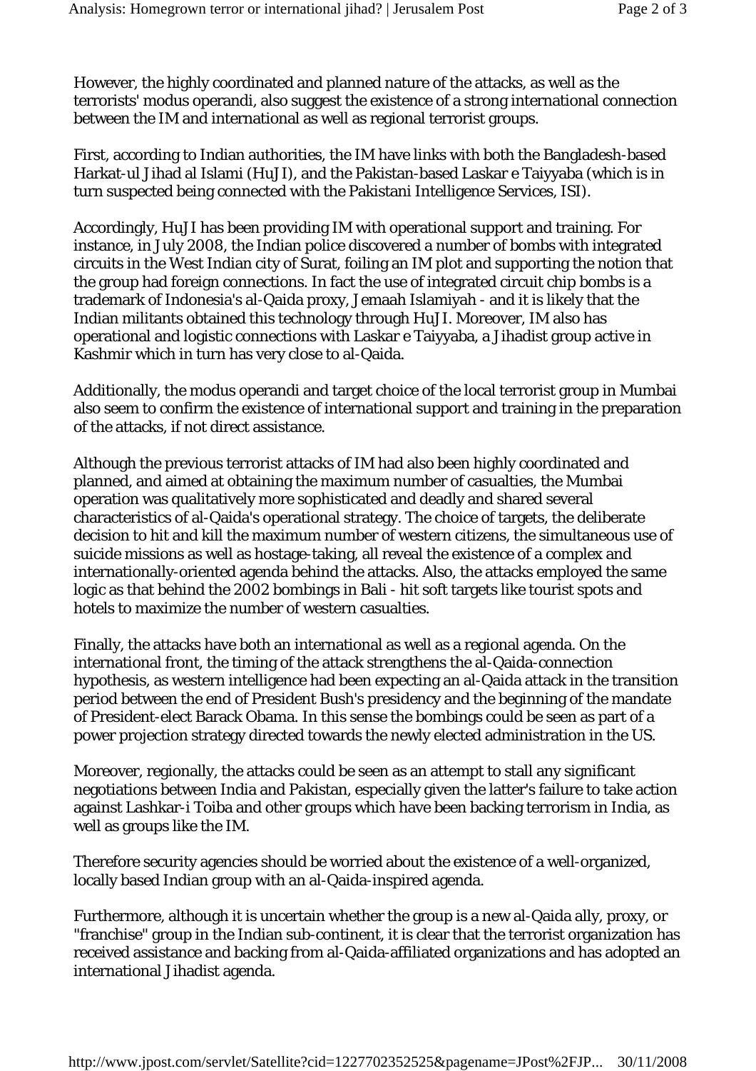However, the highly coordinated and planned nature of the attacks, as well as the terrorists' modus operandi, also suggest the existence of a strong international connection between the IM and international as well as regional terrorist groups.

First, according to Indian authorities, the IM have links with both the Bangladesh-based Harkat-ul Jihad al Islami (HuJI), and the Pakistan-based Laskar e Taiyyaba (which is in turn suspected being connected with the Pakistani Intelligence Services, ISI).

Accordingly, HuJI has been providing IM with operational support and training. For instance, in July 2008, the Indian police discovered a number of bombs with integrated circuits in the West Indian city of Surat, foiling an IM plot and supporting the notion that the group had foreign connections. In fact the use of integrated circuit chip bombs is a trademark of Indonesia's al-Qaida proxy, Jemaah Islamiyah - and it is likely that the Indian militants obtained this technology through HuJI. Moreover, IM also has operational and logistic connections with Laskar e Taiyyaba, a Jihadist group active in Kashmir which in turn has very close to al-Qaida.

Additionally, the modus operandi and target choice of the local terrorist group in Mumbai also seem to confirm the existence of international support and training in the preparation of the attacks, if not direct assistance.

Although the previous terrorist attacks of IM had also been highly coordinated and planned, and aimed at obtaining the maximum number of casualties, the Mumbai operation was qualitatively more sophisticated and deadly and shared several characteristics of al-Qaida's operational strategy. The choice of targets, the deliberate decision to hit and kill the maximum number of western citizens, the simultaneous use of suicide missions as well as hostage-taking, all reveal the existence of a complex and internationally-oriented agenda behind the attacks. Also, the attacks employed the same logic as that behind the 2002 bombings in Bali - hit soft targets like tourist spots and hotels to maximize the number of western casualties.

Finally, the attacks have both an international as well as a regional agenda. On the international front, the timing of the attack strengthens the al-Qaida-connection hypothesis, as western intelligence had been expecting an al-Qaida attack in the transition period between the end of President Bush's presidency and the beginning of the mandate of President-elect Barack Obama. In this sense the bombings could be seen as part of a power projection strategy directed towards the newly elected administration in the US.

Moreover, regionally, the attacks could be seen as an attempt to stall any significant negotiations between India and Pakistan, especially given the latter's failure to take action against Lashkar-i Toiba and other groups which have been backing terrorism in India, as well as groups like the IM.

Therefore security agencies should be worried about the existence of a well-organized, locally based Indian group with an al-Qaida-inspired agenda.

Furthermore, although it is uncertain whether the group is a new al-Qaida ally, proxy, or "franchise" group in the Indian sub-continent, it is clear that the terrorist organization has received assistance and backing from al-Qaida-affiliated organizations and has adopted an international Jihadist agenda.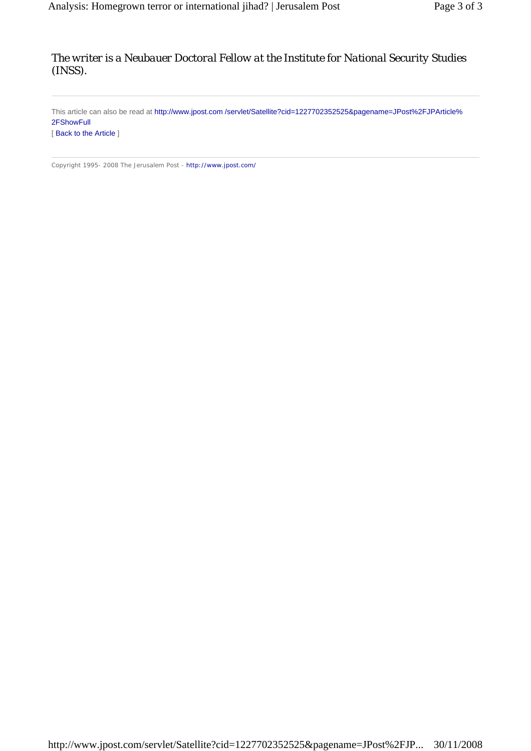*The writer is a Neubauer Doctoral Fellow at the Institute for National Security Studies (INSS).*

---

This article can also be read at http://www.jpost.com /servlet/Satellite?cid=1227702352525&pagename=JPost%2FJPArticle%2FShowFull

[ Back to the Article ]

---

Copyright 1995- 2008 The Jerusalem Post - http://www.jpost.com/